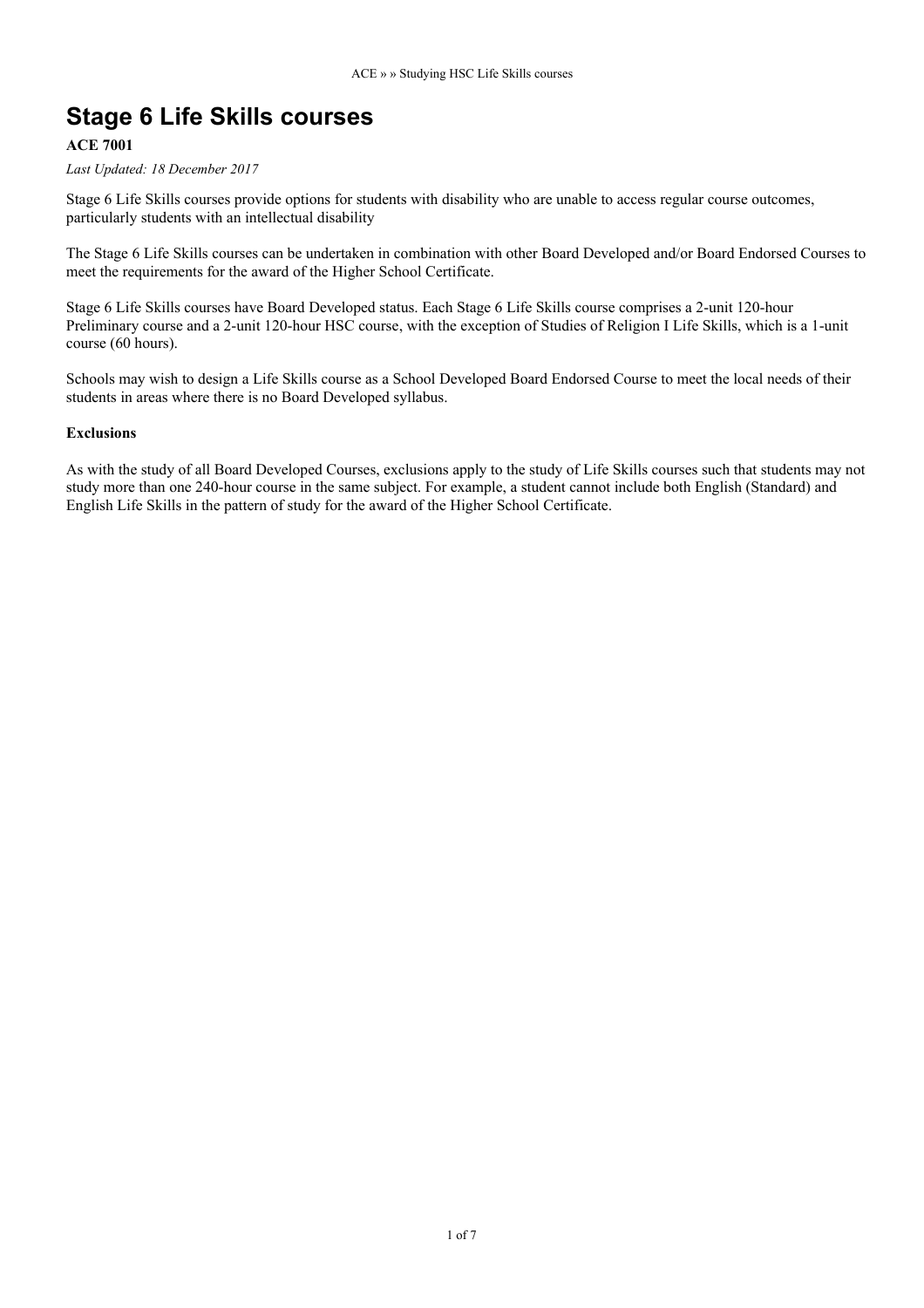# Stage 6 Life Skills courses

**ACE 7001**

*Last Updated: 18 December 2017*

Stage 6 Life Skills courses provide options for students with disability who are unable to access regular course outcomes, particularly students with an intellectual disability

The Stage 6 Life Skills courses can be undertaken in combination with other Board Developed and/or Board Endorsed Courses to meet the requirements for the award of the Higher School Certificate.

Stage 6 Life Skills courses have Board Developed status. Each Stage 6 Life Skills course comprises a 2-unit 120-hour Preliminary course and a 2-unit 120-hour HSC course, with the exception of Studies of Religion I Life Skills, which is a 1-unit course (60 hours).

Schools may wish to design a Life Skills course as a School Developed Board Endorsed Course to meet the local needs of their students in areas where there is no Board Developed syllabus.

**Exclusions**

As with the study of all Board Developed Courses, exclusions apply to the study of Life Skills courses such that students may not study more than one 240-hour course in the same subject. For example, a student cannot include both English (Standard) and English Life Skills in the pattern of study for the award of the Higher School Certificate.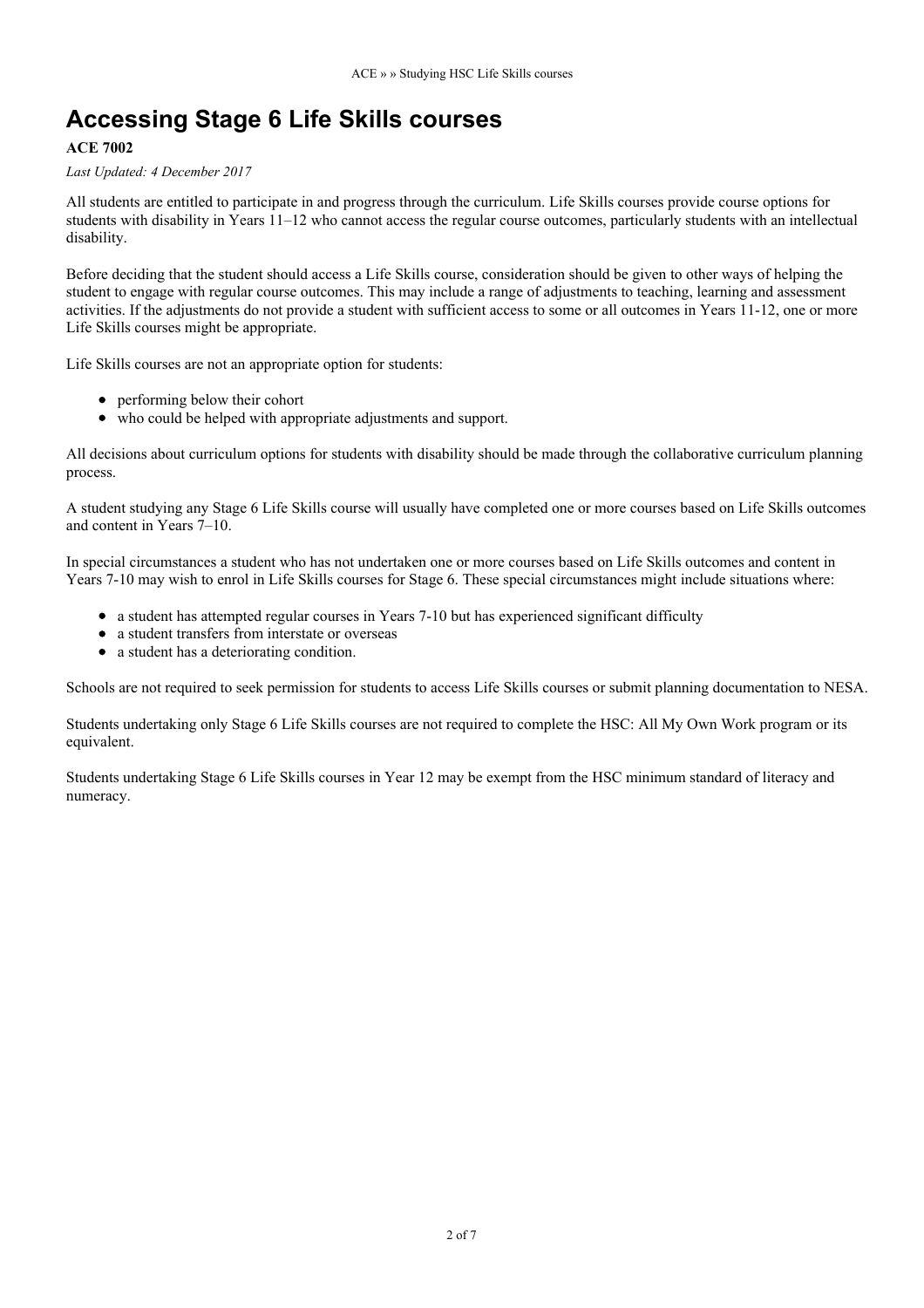# Accessing Stage 6 Life Skills courses

**ACE 7002**

*Last Updated: 4 December 2017*

All students are entitled to participate in and progress through the curriculum. Life Skills courses provide course options for students with disability in Years 11–12 who cannot access the regular course outcomes, particularly students with an intellectual disability.

Before deciding that the student should access a Life Skills course, consideration should be given to other ways of helping the student to engage with regular course outcomes. This may include a range of adjustments to teaching, learning and assessment activities. If the adjustments do not provide a student with sufficient access to some or all outcomes in Years 11-12, one or more Life Skills courses might be appropriate.

Life Skills courses are not an appropriate option for students:

- performing below their cohort
- who could be helped with appropriate adjustments and support.

All decisions about curriculum options for students with disability should be made through the collaborative curriculum planning process.

A student studying any Stage 6 Life Skills course will usually have completed one or more courses based on Life Skills outcomes and content in Years 7–10.

In special circumstances a student who has not undertaken one or more courses based on Life Skills outcomes and content in Years 7-10 may wish to enrol in Life Skills courses for Stage 6. These special circumstances might include situations where:

- a student has attempted regular courses in Years 7-10 but has experienced significant difficulty
- a student transfers from interstate or overseas
- a student has a deteriorating condition.

Schools are not required to seek permission for students to access Life Skills courses or submit planning documentation to NESA.

Students undertaking only Stage 6 Life Skills courses are not required to complete the HSC: All My Own Work program or its equivalent.

Students undertaking Stage 6 Life Skills courses in Year 12 may be exempt from the HSC minimum standard of literacy and numeracy.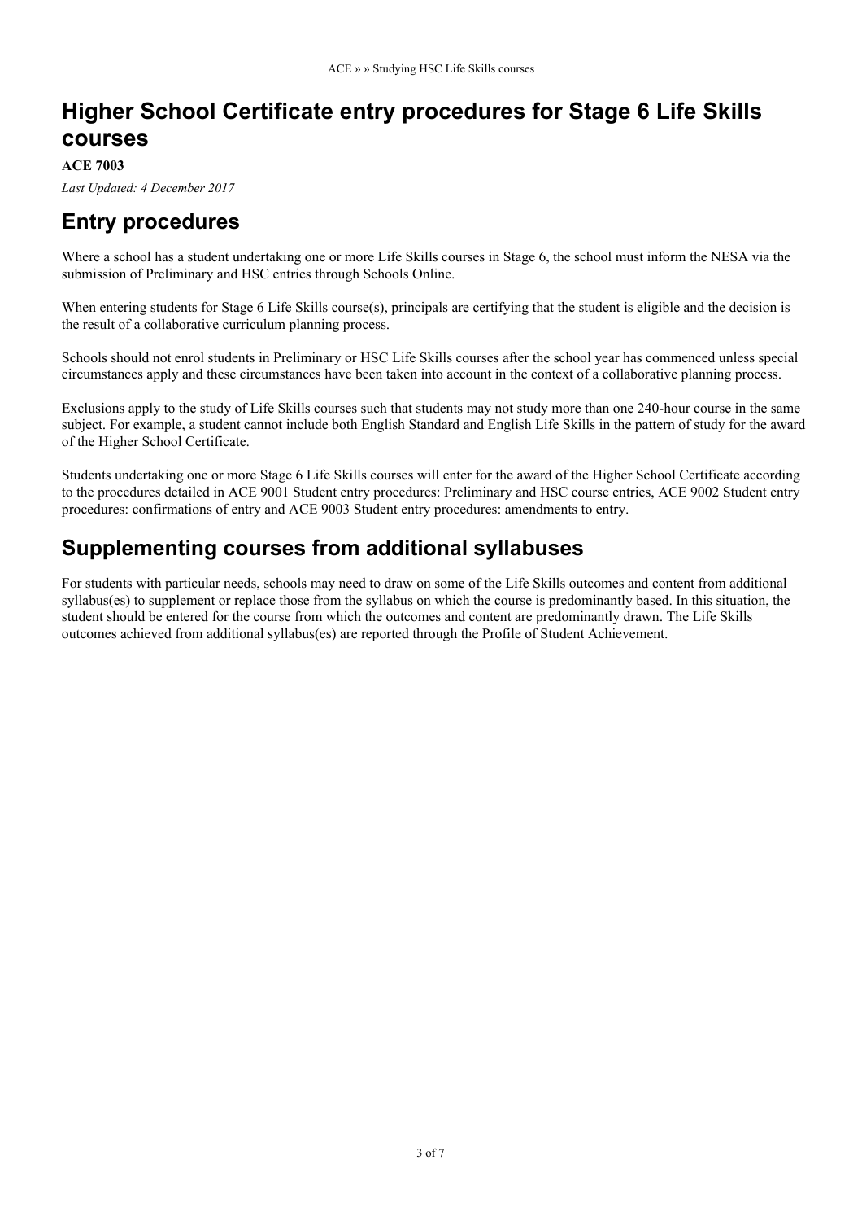# Higher School Certificate entry procedures for Stage 6 Life Skills courses

**ACE 7003**

*Last Updated: 4 December 2017*

## Entry procedures

Where a school has a student undertaking one or more Life Skills courses in Stage 6, the school must inform the NESA via the submission of Preliminary and HSC entries through Schools Online.

When entering students for Stage 6 Life Skills course(s), principals are certifying that the student is eligible and the decision is the result of a collaborative curriculum planning process.

Schools should not enrol students in Preliminary or HSC Life Skills courses after the school year has commenced unless special circumstances apply and these circumstances have been taken into account in the context of a collaborative planning process.

Exclusions apply to the study of Life Skills courses such that students may not study more than one 240-hour course in the same subject. For example, a student cannot include both English Standard and English Life Skills in the pattern of study for the award of the Higher School Certificate.

Students undertaking one or more Stage 6 Life Skills courses will enter for the award of the Higher School Certificate according to the procedures detailed in ACE 9001 Student entry procedures: Preliminary and HSC course entries, ACE 9002 Student entry procedures: confirmations of entry and ACE 9003 Student entry procedures: amendments to entry.

## Supplementing courses from additional syllabuses

For students with particular needs, schools may need to draw on some of the Life Skills outcomes and content from additional syllabus(es) to supplement or replace those from the syllabus on which the course is predominantly based. In this situation, the student should be entered for the course from which the outcomes and content are predominantly drawn. The Life Skills outcomes achieved from additional syllabus(es) are reported through the Profile of Student Achievement.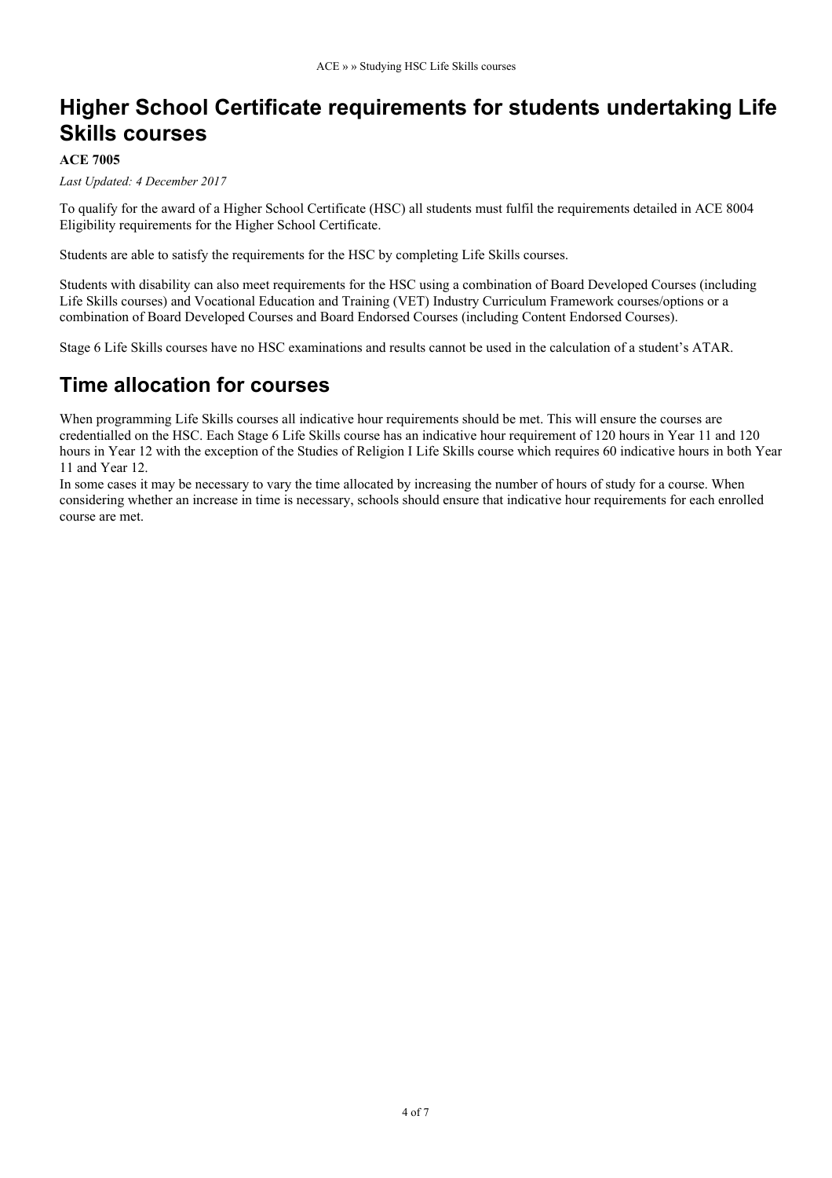# Higher School Certificate requirements for students undertaking Life Skills courses

**ACE 7005**

*Last Updated: 4 December 2017*

To qualify for the award of a Higher School Certificate (HSC) all students must fulfil the requirements detailed in ACE 8004 Eligibility requirements for the Higher School Certificate.

Students are able to satisfy the requirements for the HSC by completing Life Skills courses.

Students with disability can also meet requirements for the HSC using a combination of Board Developed Courses (including Life Skills courses) and Vocational Education and Training (VET) Industry Curriculum Framework courses/options or a combination of Board Developed Courses and Board Endorsed Courses (including Content Endorsed Courses).

Stage 6 Life Skills courses have no HSC examinations and results cannot be used in the calculation of a student's ATAR.

## Time allocation for courses

When programming Life Skills courses all indicative hour requirements should be met. This will ensure the courses are credentialled on the HSC. Each Stage 6 Life Skills course has an indicative hour requirement of 120 hours in Year 11 and 120 hours in Year 12 with the exception of the Studies of Religion I Life Skills course which requires 60 indicative hours in both Year 11 and Year 12.

In some cases it may be necessary to vary the time allocated by increasing the number of hours of study for a course. When considering whether an increase in time is necessary, schools should ensure that indicative hour requirements for each enrolled course are met.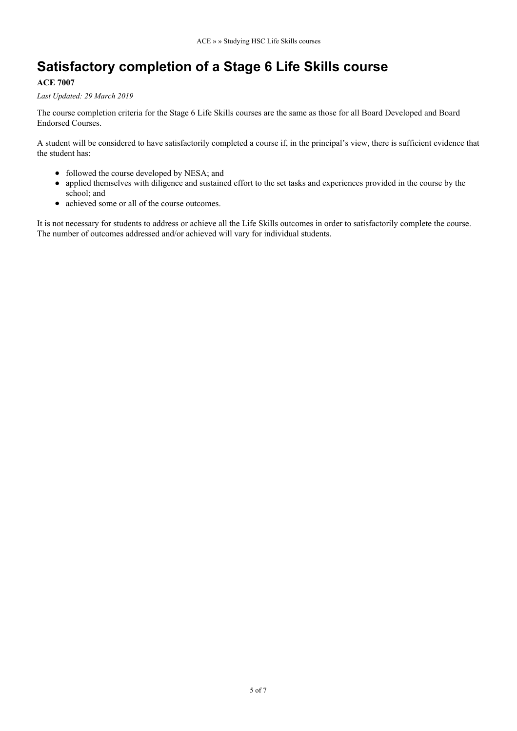# Satisfactory completion of a Stage 6 Life Skills course

**ACE 7007**

*Last Updated: 29 March 2019*

The course completion criteria for the Stage 6 Life Skills courses are the same as those for all Board Developed and Board Endorsed Courses.

A student will be considered to have satisfactorily completed a course if, in the principal's view, there is sufficient evidence that the student has:

- followed the course developed by NESA; and
- applied themselves with diligence and sustained effort to the set tasks and experiences provided in the course by the school; and
- achieved some or all of the course outcomes.

It is not necessary for students to address or achieve all the Life Skills outcomes in order to satisfactorily complete the course. The number of outcomes addressed and/or achieved will vary for individual students.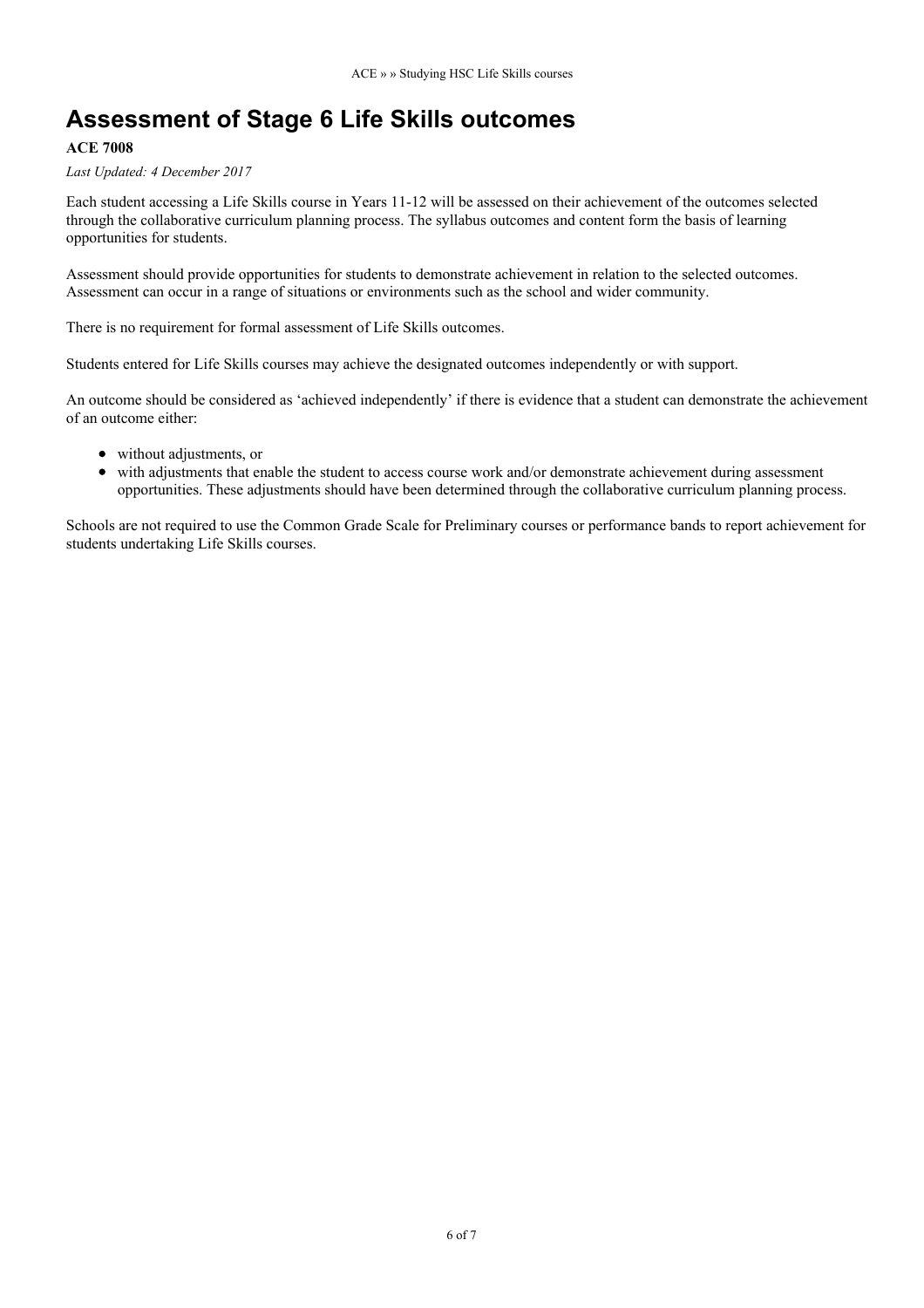# Assessment of Stage 6 Life Skills outcomes

**ACE 7008**

*Last Updated: 4 December 2017*

Each student accessing a Life Skills course in Years 11-12 will be assessed on their achievement of the outcomes selected through the collaborative curriculum planning process. The syllabus outcomes and content form the basis of learning opportunities for students.

Assessment should provide opportunities for students to demonstrate achievement in relation to the selected outcomes. Assessment can occur in a range of situations or environments such as the school and wider community.

There is no requirement for formal assessment of Life Skills outcomes.

Students entered for Life Skills courses may achieve the designated outcomes independently or with support.

An outcome should be considered as 'achieved independently' if there is evidence that a student can demonstrate the achievement of an outcome either:

- without adjustments, or
- with adjustments that enable the student to access course work and/or demonstrate achievement during assessment opportunities. These adjustments should have been determined through the collaborative curriculum planning process.

Schools are not required to use the Common Grade Scale for Preliminary courses or performance bands to report achievement for students undertaking Life Skills courses.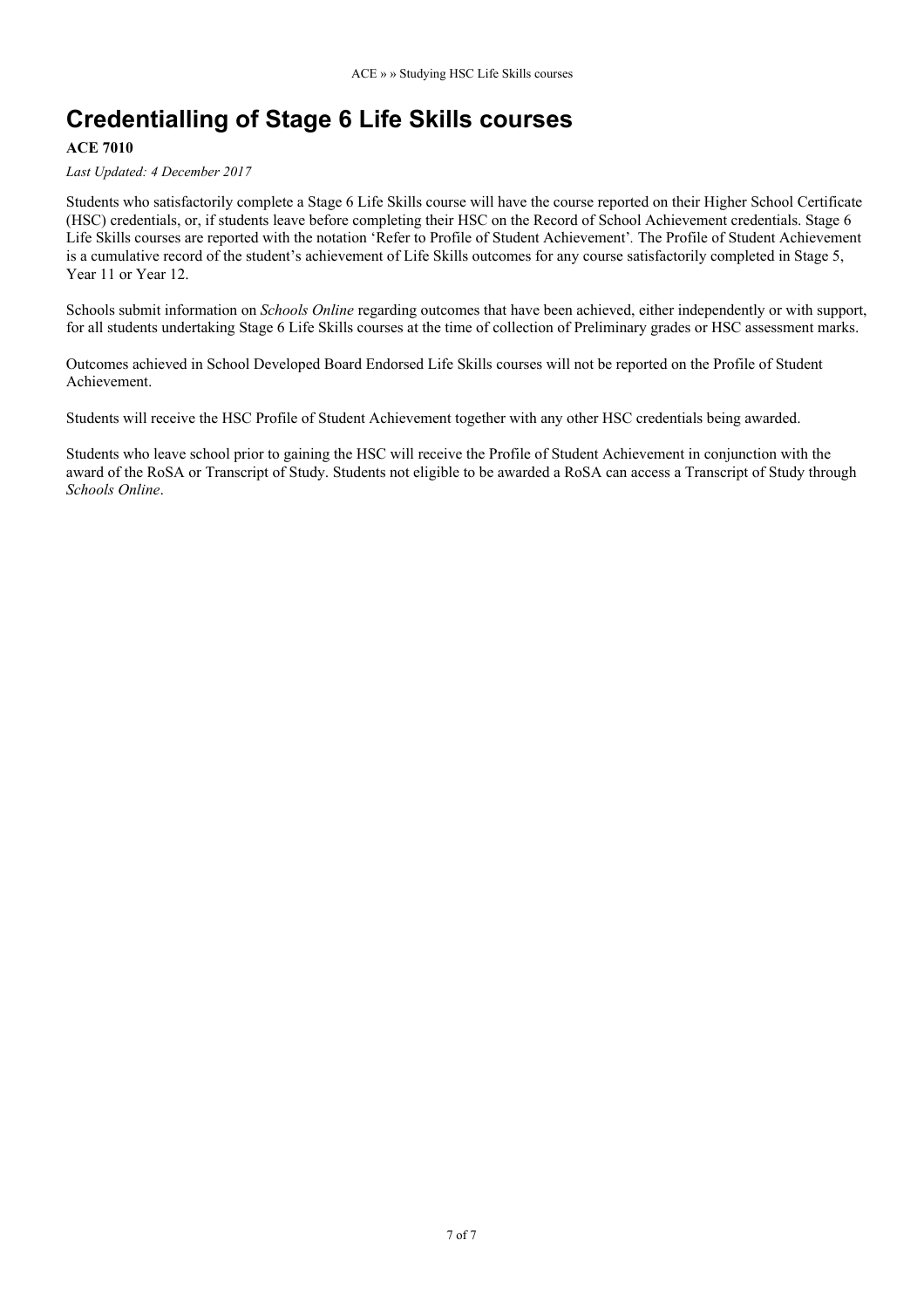# Credentialling of Stage 6 Life Skills courses

**ACE 7010**

*Last Updated: 4 December 2017*

Students who satisfactorily complete a Stage 6 Life Skills course will have the course reported on their Higher School Certificate (HSC) credentials, or, if students leave before completing their HSC on the Record of School Achievement credentials. Stage 6 Life Skills courses are reported with the notation 'Refer to Profile of Student Achievement'. The Profile of Student Achievement is a cumulative record of the student's achievement of Life Skills outcomes for any course satisfactorily completed in Stage 5, Year 11 or Year 12.

Schools submit information on *Schools Online* regarding outcomes that have been achieved, either independently or with support, for all students undertaking Stage 6 Life Skills courses at the time of collection of Preliminary grades or HSC assessment marks.

Outcomes achieved in School Developed Board Endorsed Life Skills courses will not be reported on the Profile of Student Achievement.

Students will receive the HSC Profile of Student Achievement together with any other HSC credentials being awarded.

Students who leave school prior to gaining the HSC will receive the Profile of Student Achievement in conjunction with the award of the RoSA or Transcript of Study. Students not eligible to be awarded a RoSA can access a Transcript of Study through *Schools Online*.